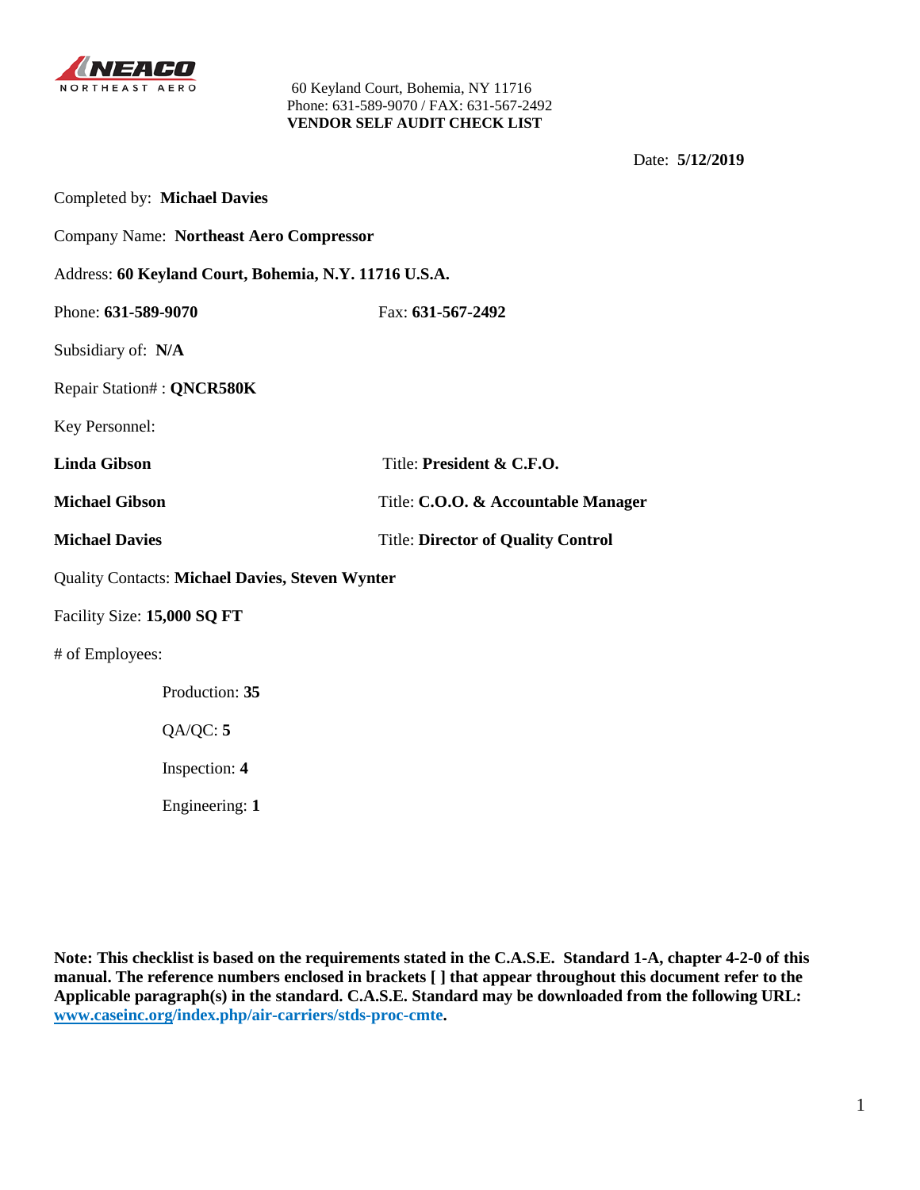NEACO NORTHEAST AERO

60 Keyland Court, Bohemia, NY 11716
Phone: 631-589-9070 / FAX: 631-567-2492
**VENDOR SELF AUDIT CHECK LIST**

Date: **5/12/2019**

Completed by: **Michael Davies**

Company Name: **Northeast Aero Compressor**

Address: **60 Keyland Court, Bohemia, N.Y. 11716 U.S.A.**

Phone: **631-589-9070** Fax: **631-567-2492**

Subsidiary of: **N/A**

Repair Station# : **QNCR580K**

Key Personnel:

**Linda Gibson** Title: **President & C.F.O.**

**Michael Gibson** Title: **C.O.O. & Accountable Manager**

**Michael Davies** Title: **Director of Quality Control**

Quality Contacts: **Michael Davies, Steven Wynter**

Facility Size: **15,000 SQ FT**

# of Employees:

- Production: **35**
- QA/QC: **5**
- Inspection: **4**
- Engineering: **1**

**Note: This checklist is based on the requirements stated in the C.A.S.E. Standard 1-A, chapter 4-2-0 of this manual. The reference numbers enclosed in brackets [ ] that appear throughout this document refer to the Applicable paragraph(s) in the standard. C.A.S.E. Standard may be downloaded from the following URL: www.caseinc.org/index.php/air-carriers/stds-proc-cmte.**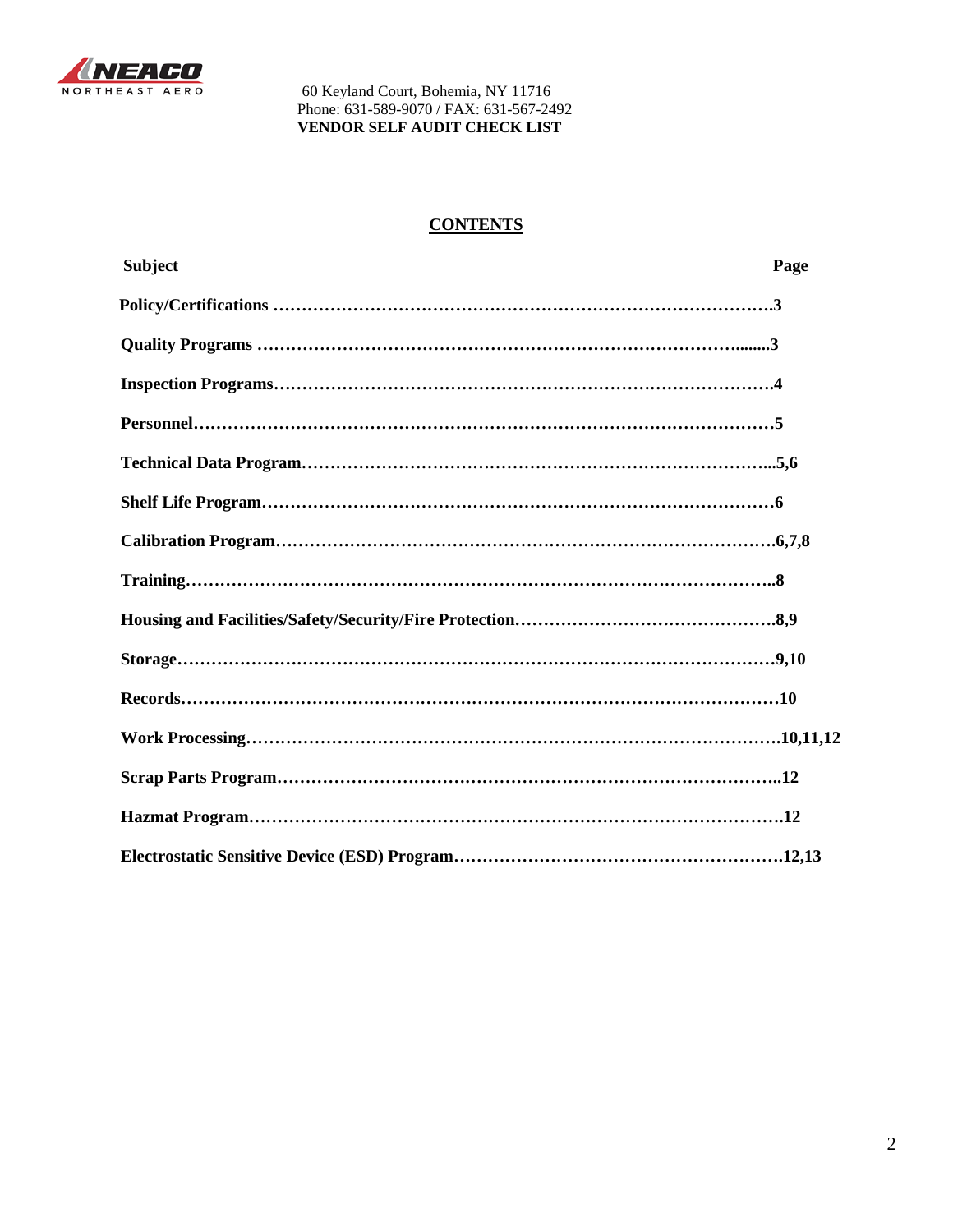NEACO NORTHEAST AERO

60 Keyland Court, Bohemia, NY 11716
Phone: 631-589-9070 / FAX: 631-567-2492
**VENDOR SELF AUDIT CHECK LIST**

## CONTENTS

| Subject | Page |
| --- | --- |
| **Policy/Certifications** | **3** |
| **Quality Programs** | **3** |
| **Inspection Programs** | **4** |
| **Personnel** | **5** |
| **Technical Data Program** | **5,6** |
| **Shelf Life Program** | **6** |
| **Calibration Program** | **6,7,8** |
| **Training** | **8** |
| **Housing and Facilities/Safety/Security/Fire Protection** | **8,9** |
| **Storage** | **9,10** |
| **Records** | **10** |
| **Work Processing** | **10,11,12** |
| **Scrap Parts Program** | **12** |
| **Hazmat Program** | **12** |
| **Electrostatic Sensitive Device (ESD) Program** | **12,13** |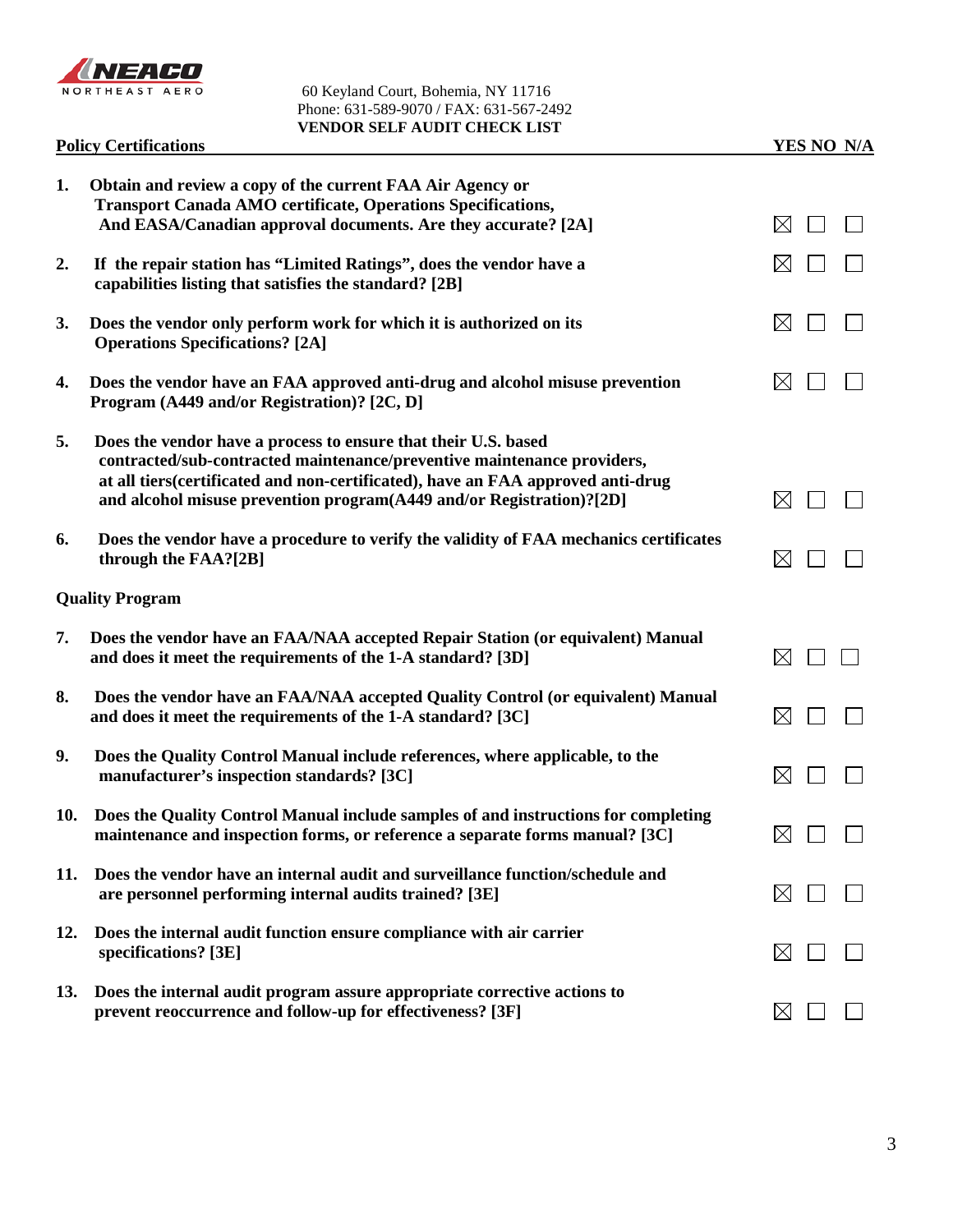NEACO NORTHEAST AERO

60 Keyland Court, Bohemia, NY 11716
Phone: 631-589-9070 / FAX: 631-567-2492
**VENDOR SELF AUDIT CHECK LIST**

| # | Policy Certifications | YES | NO | N/A |
|---|---|---|---|---|
| 1. | **Obtain and review a copy of the current FAA Air Agency or Transport Canada AMO certificate, Operations Specifications, And EASA/Canadian approval documents. Are they accurate? [2A]** | ☒ | ☐ | ☐ |
| 2. | **If the repair station has "Limited Ratings", does the vendor have a capabilities listing that satisfies the standard? [2B]** | ☒ | ☐ | ☐ |
| 3. | **Does the vendor only perform work for which it is authorized on its Operations Specifications? [2A]** | ☒ | ☐ | ☐ |
| 4. | **Does the vendor have an FAA approved anti-drug and alcohol misuse prevention Program (A449 and/or Registration)? [2C, D]** | ☒ | ☐ | ☐ |
| 5. | **Does the vendor have a process to ensure that their U.S. based contracted/sub-contracted maintenance/preventive maintenance providers, at all tiers(certificated and non-certificated), have an FAA approved anti-drug and alcohol misuse prevention program(A449 and/or Registration)?[2D]** | ☒ | ☐ | ☐ |
| 6. | **Does the vendor have a procedure to verify the validity of FAA mechanics certificates through the FAA?[2B]** | ☒ | ☐ | ☐ |
| | **Quality Program** | | | |
| 7. | **Does the vendor have an FAA/NAA accepted Repair Station (or equivalent) Manual and does it meet the requirements of the 1-A standard? [3D]** | ☒ | ☐ | ☐ |
| 8. | **Does the vendor have an FAA/NAA accepted Quality Control (or equivalent) Manual and does it meet the requirements of the 1-A standard? [3C]** | ☒ | ☐ | ☐ |
| 9. | **Does the Quality Control Manual include references, where applicable, to the manufacturer's inspection standards? [3C]** | ☒ | ☐ | ☐ |
| 10. | **Does the Quality Control Manual include samples of and instructions for completing maintenance and inspection forms, or reference a separate forms manual? [3C]** | ☒ | ☐ | ☐ |
| 11. | **Does the vendor have an internal audit and surveillance function/schedule and are personnel performing internal audits trained? [3E]** | ☒ | ☐ | ☐ |
| 12. | **Does the internal audit function ensure compliance with air carrier specifications? [3E]** | ☒ | ☐ | ☐ |
| 13. | **Does the internal audit program assure appropriate corrective actions to prevent reoccurrence and follow-up for effectiveness? [3F]** | ☒ | ☐ | ☐ |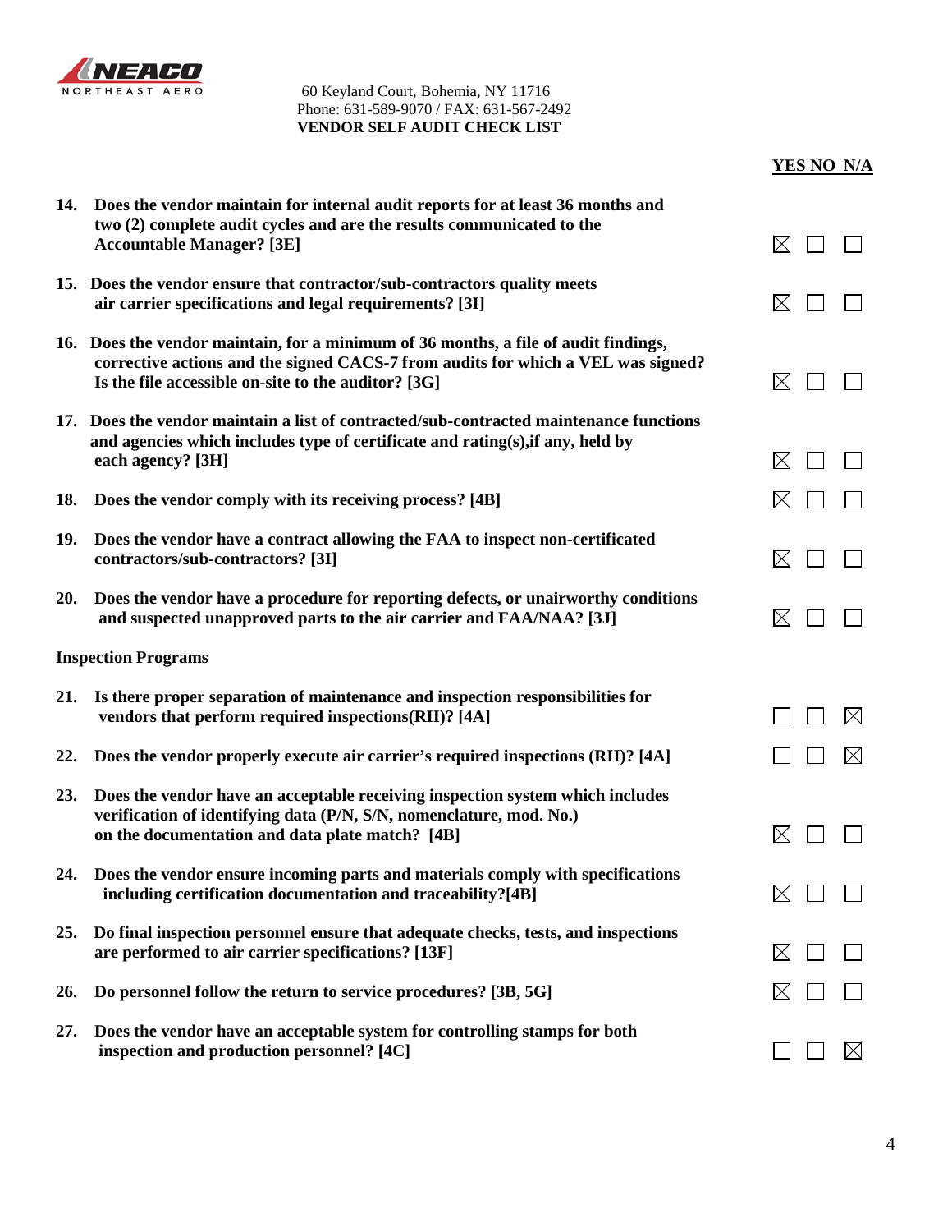NEACO NORTHEAST AERO

60 Keyland Court, Bohemia, NY 11716
Phone: 631-589-9070 / FAX: 631-567-2492
**VENDOR SELF AUDIT CHECK LIST**

| | Question | YES | NO | N/A |
|---|---|---|---|---|
| **14.** | **Does the vendor maintain for internal audit reports for at least 36 months and two (2) complete audit cycles and are the results communicated to the Accountable Manager? [3E]** | ☒ | ☐ | ☐ |
| **15.** | **Does the vendor ensure that contractor/sub-contractors quality meets air carrier specifications and legal requirements? [3I]** | ☒ | ☐ | ☐ |
| **16.** | **Does the vendor maintain, for a minimum of 36 months, a file of audit findings, corrective actions and the signed CACS-7 from audits for which a VEL was signed? Is the file accessible on-site to the auditor? [3G]** | ☒ | ☐ | ☐ |
| **17.** | **Does the vendor maintain a list of contracted/sub-contracted maintenance functions and agencies which includes type of certificate and rating(s),if any, held by each agency? [3H]** | ☒ | ☐ | ☐ |
| **18.** | **Does the vendor comply with its receiving process? [4B]** | ☒ | ☐ | ☐ |
| **19.** | **Does the vendor have a contract allowing the FAA to inspect non-certificated contractors/sub-contractors? [3I]** | ☒ | ☐ | ☐ |
| **20.** | **Does the vendor have a procedure for reporting defects, or unairworthy conditions and suspected unapproved parts to the air carrier and FAA/NAA? [3J]** | ☒ | ☐ | ☐ |
| | **Inspection Programs** | | | |
| **21.** | **Is there proper separation of maintenance and inspection responsibilities for vendors that perform required inspections(RII)? [4A]** | ☐ | ☐ | ☒ |
| **22.** | **Does the vendor properly execute air carrier's required inspections (RII)? [4A]** | ☐ | ☐ | ☒ |
| **23.** | **Does the vendor have an acceptable receiving inspection system which includes verification of identifying data (P/N, S/N, nomenclature, mod. No.) on the documentation and data plate match? [4B]** | ☒ | ☐ | ☐ |
| **24.** | **Does the vendor ensure incoming parts and materials comply with specifications including certification documentation and traceability?[4B]** | ☒ | ☐ | ☐ |
| **25.** | **Do final inspection personnel ensure that adequate checks, tests, and inspections are performed to air carrier specifications? [13F]** | ☒ | ☐ | ☐ |
| **26.** | **Do personnel follow the return to service procedures? [3B, 5G]** | ☒ | ☐ | ☐ |
| **27.** | **Does the vendor have an acceptable system for controlling stamps for both inspection and production personnel? [4C]** | ☐ | ☐ | ☒ |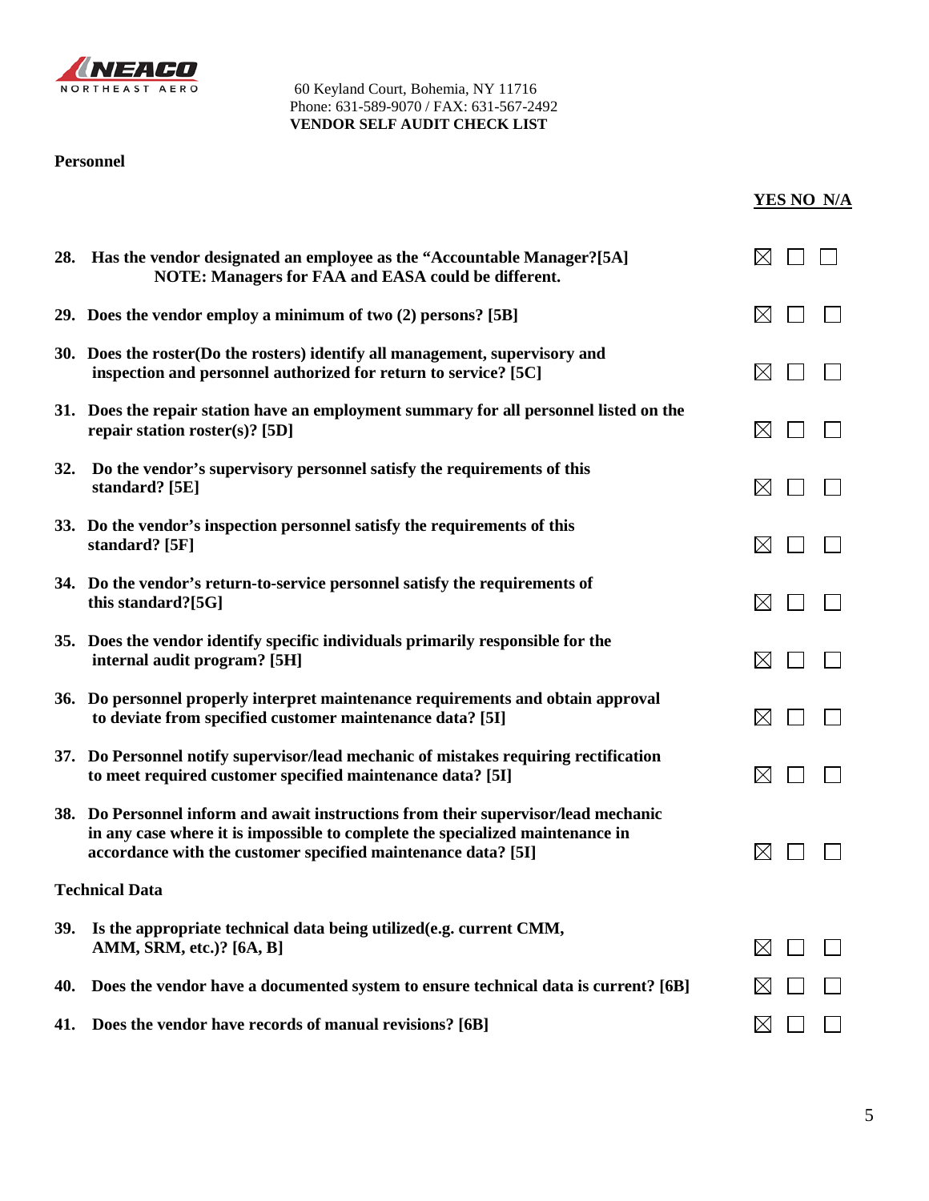NEACO NORTHEAST AERO

60 Keyland Court, Bohemia, NY 11716
Phone: 631-589-9070 / FAX: 631-567-2492
**VENDOR SELF AUDIT CHECK LIST**

**Personnel**

| # | Question | YES | NO | N/A |
|---|---|---|---|---|
| **28.** | **Has the vendor designated an employee as the "Accountable Manager?[5A] NOTE: Managers for FAA and EASA could be different.** | ☒ | ☐ | ☐ |
| **29.** | **Does the vendor employ a minimum of two (2) persons? [5B]** | ☒ | ☐ | ☐ |
| **30.** | **Does the roster(Do the rosters) identify all management, supervisory and inspection and personnel authorized for return to service? [5C]** | ☒ | ☐ | ☐ |
| **31.** | **Does the repair station have an employment summary for all personnel listed on the repair station roster(s)? [5D]** | ☒ | ☐ | ☐ |
| **32.** | **Do the vendor's supervisory personnel satisfy the requirements of this standard? [5E]** | ☒ | ☐ | ☐ |
| **33.** | **Do the vendor's inspection personnel satisfy the requirements of this standard? [5F]** | ☒ | ☐ | ☐ |
| **34.** | **Do the vendor's return-to-service personnel satisfy the requirements of this standard?[5G]** | ☒ | ☐ | ☐ |
| **35.** | **Does the vendor identify specific individuals primarily responsible for the internal audit program? [5H]** | ☒ | ☐ | ☐ |
| **36.** | **Do personnel properly interpret maintenance requirements and obtain approval to deviate from specified customer maintenance data? [5I]** | ☒ | ☐ | ☐ |
| **37.** | **Do Personnel notify supervisor/lead mechanic of mistakes requiring rectification to meet required customer specified maintenance data? [5I]** | ☒ | ☐ | ☐ |
| **38.** | **Do Personnel inform and await instructions from their supervisor/lead mechanic in any case where it is impossible to complete the specialized maintenance in accordance with the customer specified maintenance data? [5I]** | ☒ | ☐ | ☐ |

**Technical Data**

| # | Question | YES | NO | N/A |
|---|---|---|---|---|
| **39.** | **Is the appropriate technical data being utilized(e.g. current CMM, AMM, SRM, etc.)? [6A, B]** | ☒ | ☐ | ☐ |
| **40.** | **Does the vendor have a documented system to ensure technical data is current? [6B]** | ☒ | ☐ | ☐ |
| **41.** | **Does the vendor have records of manual revisions? [6B]** | ☒ | ☐ | ☐ |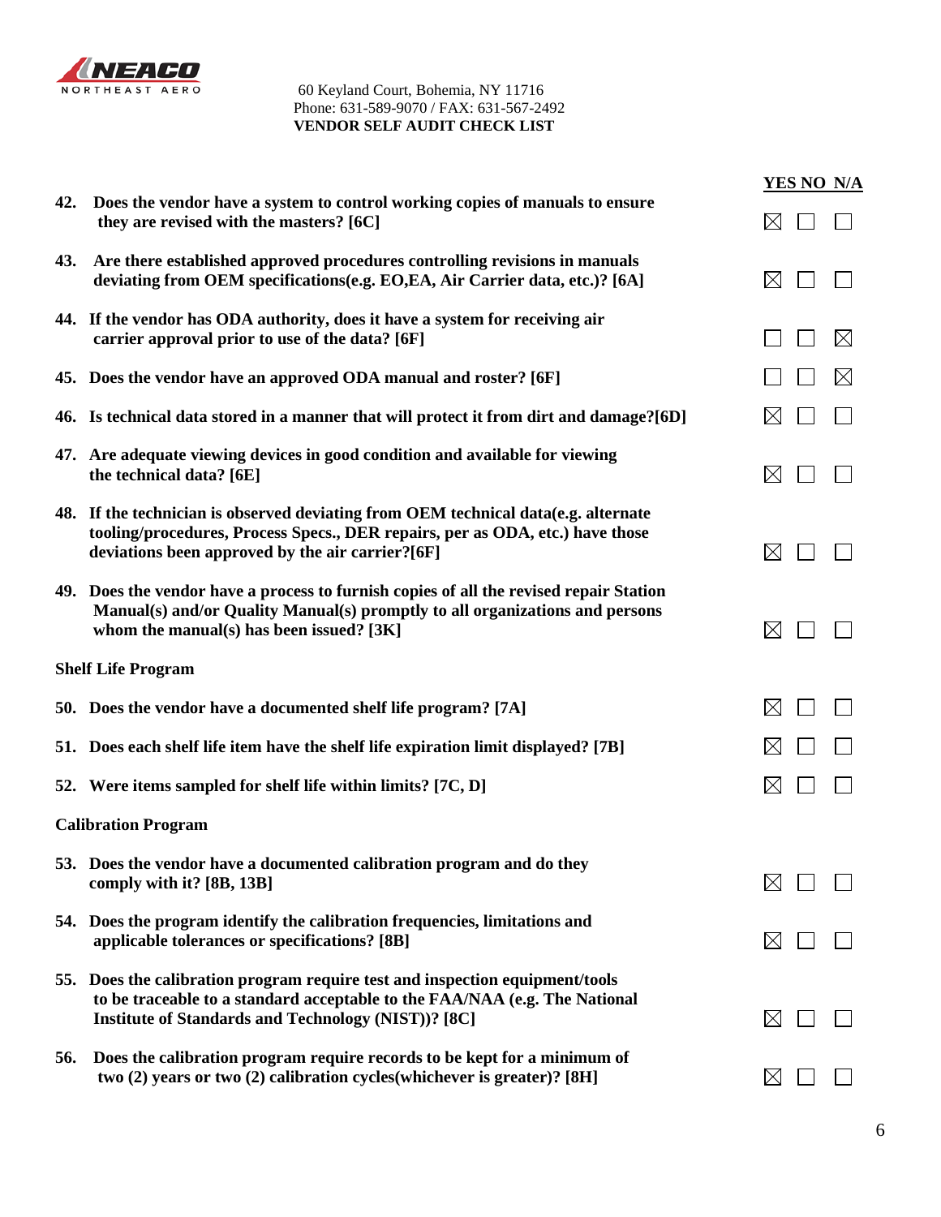NEACO
NORTHEAST AERO

60 Keyland Court, Bohemia, NY 11716
Phone: 631-589-9070 / FAX: 631-567-2492
**VENDOR SELF AUDIT CHECK LIST**

| # | Question | YES | NO | N/A |
|---|---|---|---|---|
| 42. | **Does the vendor have a system to control working copies of manuals to ensure they are revised with the masters? [6C]** | ☒ | ☐ | ☐ |
| 43. | **Are there established approved procedures controlling revisions in manuals deviating from OEM specifications(e.g. EO,EA, Air Carrier data, etc.)? [6A]** | ☒ | ☐ | ☐ |
| 44. | **If the vendor has ODA authority, does it have a system for receiving air carrier approval prior to use of the data? [6F]** | ☐ | ☐ | ☒ |
| 45. | **Does the vendor have an approved ODA manual and roster? [6F]** | ☐ | ☐ | ☒ |
| 46. | **Is technical data stored in a manner that will protect it from dirt and damage?[6D]** | ☒ | ☐ | ☐ |
| 47. | **Are adequate viewing devices in good condition and available for viewing the technical data? [6E]** | ☒ | ☐ | ☐ |
| 48. | **If the technician is observed deviating from OEM technical data(e.g. alternate tooling/procedures, Process Specs., DER repairs, per as ODA, etc.) have those deviations been approved by the air carrier?[6F]** | ☒ | ☐ | ☐ |
| 49. | **Does the vendor have a process to furnish copies of all the revised repair Station Manual(s) and/or Quality Manual(s) promptly to all organizations and persons whom the manual(s) has been issued? [3K]** | ☒ | ☐ | ☐ |
| | **Shelf Life Program** | | | |
| 50. | **Does the vendor have a documented shelf life program? [7A]** | ☒ | ☐ | ☐ |
| 51. | **Does each shelf life item have the shelf life expiration limit displayed? [7B]** | ☒ | ☐ | ☐ |
| 52. | **Were items sampled for shelf life within limits? [7C, D]** | ☒ | ☐ | ☐ |
| | **Calibration Program** | | | |
| 53. | **Does the vendor have a documented calibration program and do they comply with it? [8B, 13B]** | ☒ | ☐ | ☐ |
| 54. | **Does the program identify the calibration frequencies, limitations and applicable tolerances or specifications? [8B]** | ☒ | ☐ | ☐ |
| 55. | **Does the calibration program require test and inspection equipment/tools to be traceable to a standard acceptable to the FAA/NAA (e.g. The National Institute of Standards and Technology (NIST))? [8C]** | ☒ | ☐ | ☐ |
| 56. | **Does the calibration program require records to be kept for a minimum of two (2) years or two (2) calibration cycles(whichever is greater)? [8H]** | ☒ | ☐ | ☐ |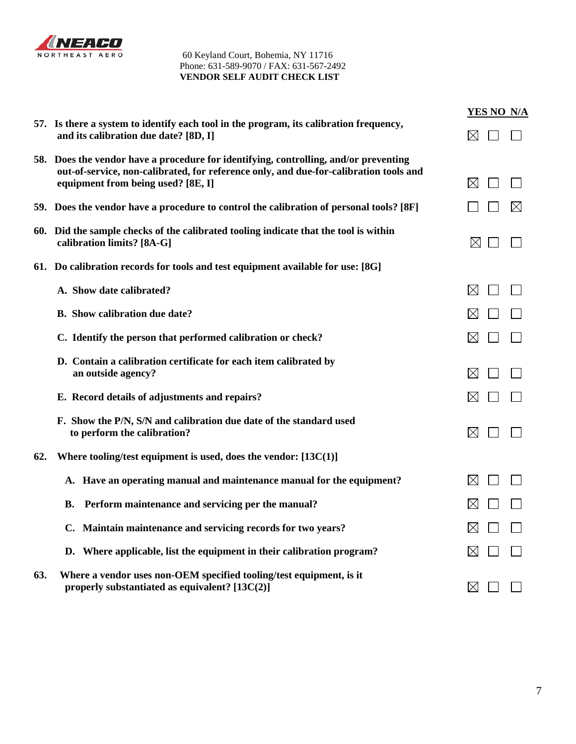NEACO
NORTHEAST AERO

60 Keyland Court, Bohemia, NY 11716
Phone: 631-589-9070 / FAX: 631-567-2492
**VENDOR SELF AUDIT CHECK LIST**

| | | YES | NO | N/A |
|---|---|---|---|---|
| **57.** | **Is there a system to identify each tool in the program, its calibration frequency, and its calibration due date? [8D, I]** | ☒ | ☐ | ☐ |
| **58.** | **Does the vendor have a procedure for identifying, controlling, and/or preventing out-of-service, non-calibrated, for reference only, and due-for-calibration tools and equipment from being used? [8E, I]** | ☒ | ☐ | ☐ |
| **59.** | **Does the vendor have a procedure to control the calibration of personal tools? [8F]** | ☐ | ☐ | ☒ |
| **60.** | **Did the sample checks of the calibrated tooling indicate that the tool is within calibration limits? [8A-G]** | ☒ | ☐ | ☐ |
| **61.** | **Do calibration records for tools and test equipment available for use: [8G]** | | | |
| | **A. Show date calibrated?** | ☒ | ☐ | ☐ |
| | **B. Show calibration due date?** | ☒ | ☐ | ☐ |
| | **C. Identify the person that performed calibration or check?** | ☒ | ☐ | ☐ |
| | **D. Contain a calibration certificate for each item calibrated by an outside agency?** | ☒ | ☐ | ☐ |
| | **E. Record details of adjustments and repairs?** | ☒ | ☐ | ☐ |
| | **F. Show the P/N, S/N and calibration due date of the standard used to perform the calibration?** | ☒ | ☐ | ☐ |
| **62.** | **Where tooling/test equipment is used, does the vendor: [13C(1)]** | | | |
| | **A. Have an operating manual and maintenance manual for the equipment?** | ☒ | ☐ | ☐ |
| | **B. Perform maintenance and servicing per the manual?** | ☒ | ☐ | ☐ |
| | **C. Maintain maintenance and servicing records for two years?** | ☒ | ☐ | ☐ |
| | **D. Where applicable, list the equipment in their calibration program?** | ☒ | ☐ | ☐ |
| **63.** | **Where a vendor uses non-OEM specified tooling/test equipment, is it properly substantiated as equivalent? [13C(2)]** | ☒ | ☐ | ☐ |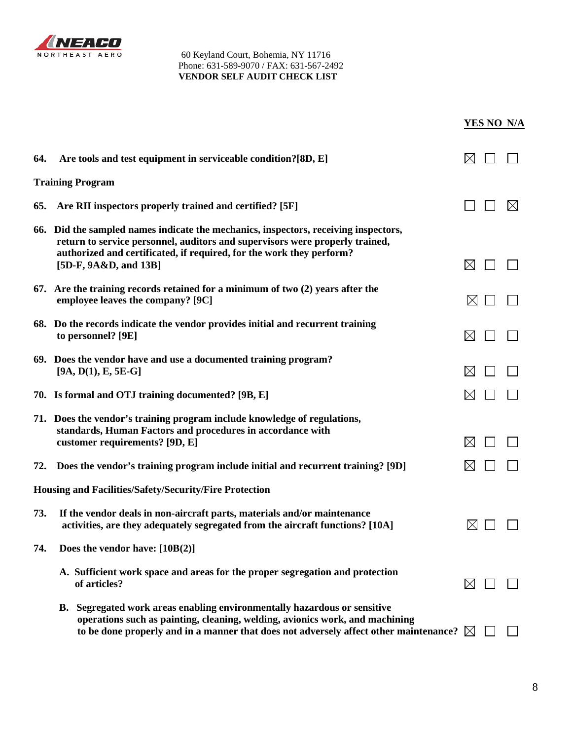NEACO NORTHEAST AERO

60 Keyland Court, Bohemia, NY 11716
Phone: 631-589-9070 / FAX: 631-567-2492
**VENDOR SELF AUDIT CHECK LIST**

| | | YES | NO | N/A |
|---|---|---|---|---|
| **64.** | **Are tools and test equipment in serviceable condition?[8D, E]** | ☒ | ☐ | ☐ |
| **Training Program** | | | | |
| **65.** | **Are RII inspectors properly trained and certified? [5F]** | ☐ | ☐ | ☒ |
| **66.** | **Did the sampled names indicate the mechanics, inspectors, receiving inspectors, return to service personnel, auditors and supervisors were properly trained, authorized and certificated, if required, for the work they perform? [5D-F, 9A&D, and 13B]** | ☒ | ☐ | ☐ |
| **67.** | **Are the training records retained for a minimum of two (2) years after the employee leaves the company? [9C]** | ☒ | ☐ | ☐ |
| **68.** | **Do the records indicate the vendor provides initial and recurrent training to personnel? [9E]** | ☒ | ☐ | ☐ |
| **69.** | **Does the vendor have and use a documented training program? [9A, D(1), E, 5E-G]** | ☒ | ☐ | ☐ |
| **70.** | **Is formal and OTJ training documented? [9B, E]** | ☒ | ☐ | ☐ |
| **71.** | **Does the vendor's training program include knowledge of regulations, standards, Human Factors and procedures in accordance with customer requirements? [9D, E]** | ☒ | ☐ | ☐ |
| **72.** | **Does the vendor's training program include initial and recurrent training? [9D]** | ☒ | ☐ | ☐ |
| **Housing and Facilities/Safety/Security/Fire Protection** | | | | |
| **73.** | **If the vendor deals in non-aircraft parts, materials and/or maintenance activities, are they adequately segregated from the aircraft functions? [10A]** | ☒ | ☐ | ☐ |
| **74.** | **Does the vendor have: [10B(2)]** | | | |
| | **A. Sufficient work space and areas for the proper segregation and protection of articles?** | ☒ | ☐ | ☐ |
| | **B. Segregated work areas enabling environmentally hazardous or sensitive operations such as painting, cleaning, welding, avionics work, and machining to be done properly and in a manner that does not adversely affect other maintenance?** | ☒ | ☐ | ☐ |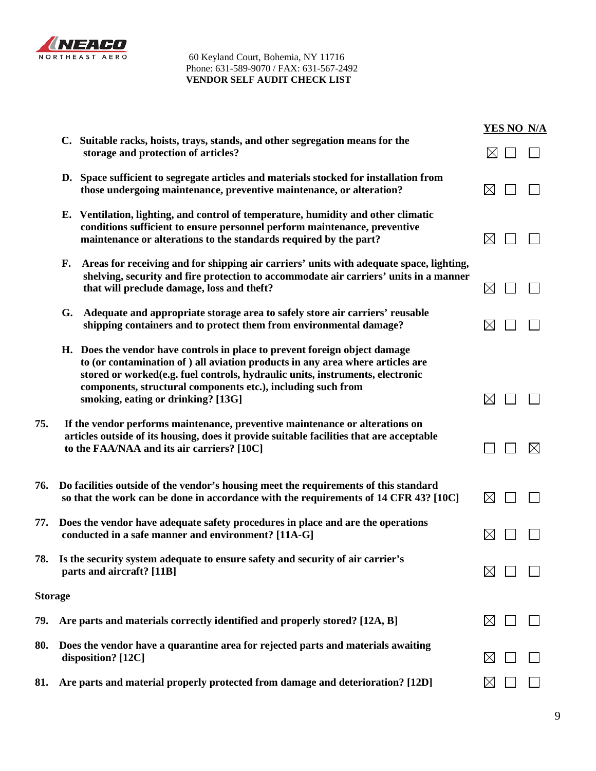60 Keyland Court, Bohemia, NY 11716
Phone: 631-589-9070 / FAX: 631-567-2492
**VENDOR SELF AUDIT CHECK LIST**

| Item | Question | YES | NO | N/A |
|---|---|---|---|---|
| C. | **Suitable racks, hoists, trays, stands, and other segregation means for the storage and protection of articles?** | ☒ | ☐ | ☐ |
| D. | **Space sufficient to segregate articles and materials stocked for installation from those undergoing maintenance, preventive maintenance, or alteration?** | ☒ | ☐ | ☐ |
| E. | **Ventilation, lighting, and control of temperature, humidity and other climatic conditions sufficient to ensure personnel perform maintenance, preventive maintenance or alterations to the standards required by the part?** | ☒ | ☐ | ☐ |
| F. | **Areas for receiving and for shipping air carriers' units with adequate space, lighting, shelving, security and fire protection to accommodate air carriers' units in a manner that will preclude damage, loss and theft?** | ☒ | ☐ | ☐ |
| G. | **Adequate and appropriate storage area to safely store air carriers' reusable shipping containers and to protect them from environmental damage?** | ☒ | ☐ | ☐ |
| H. | **Does the vendor have controls in place to prevent foreign object damage to (or contamination of ) all aviation products in any area where articles are stored or worked(e.g. fuel controls, hydraulic units, instruments, electronic components, structural components etc.), including such from smoking, eating or drinking? [13G]** | ☒ | ☐ | ☐ |
| 75. | **If the vendor performs maintenance, preventive maintenance or alterations on articles outside of its housing, does it provide suitable facilities that are acceptable to the FAA/NAA and its air carriers? [10C]** | ☐ | ☐ | ☒ |
| 76. | **Do facilities outside of the vendor's housing meet the requirements of this standard so that the work can be done in accordance with the requirements of 14 CFR 43? [10C]** | ☒ | ☐ | ☐ |
| 77. | **Does the vendor have adequate safety procedures in place and are the operations conducted in a safe manner and environment? [11A-G]** | ☒ | ☐ | ☐ |
| 78. | **Is the security system adequate to ensure safety and security of air carrier's parts and aircraft? [11B]** | ☒ | ☐ | ☐ |

**Storage**

| Item | Question | YES | NO | N/A |
|---|---|---|---|---|
| 79. | **Are parts and materials correctly identified and properly stored? [12A, B]** | ☒ | ☐ | ☐ |
| 80. | **Does the vendor have a quarantine area for rejected parts and materials awaiting disposition? [12C]** | ☒ | ☐ | ☐ |
| 81. | **Are parts and material properly protected from damage and deterioration? [12D]** | ☒ | ☐ | ☐ |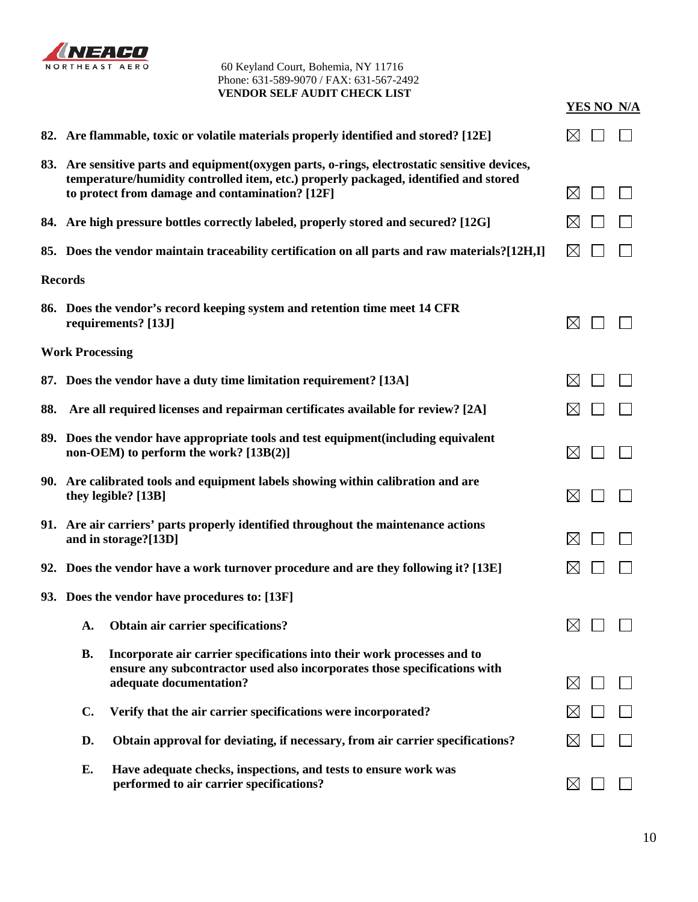NEACO NORTHEAST AERO

60 Keyland Court, Bohemia, NY 11716
Phone: 631-589-9070 / FAX: 631-567-2492
**VENDOR SELF AUDIT CHECK LIST**

| | Question | YES | NO | N/A |
|---|---|---|---|---|
| **82.** | **Are flammable, toxic or volatile materials properly identified and stored? [12E]** | ☒ | ☐ | ☐ |
| **83.** | **Are sensitive parts and equipment(oxygen parts, o-rings, electrostatic sensitive devices, temperature/humidity controlled item, etc.) properly packaged, identified and stored to protect from damage and contamination? [12F]** | ☒ | ☐ | ☐ |
| **84.** | **Are high pressure bottles correctly labeled, properly stored and secured? [12G]** | ☒ | ☐ | ☐ |
| **85.** | **Does the vendor maintain traceability certification on all parts and raw materials?[12H,I]** | ☒ | ☐ | ☐ |
| | **Records** | | | |
| **86.** | **Does the vendor's record keeping system and retention time meet 14 CFR requirements? [13J]** | ☒ | ☐ | ☐ |
| | **Work Processing** | | | |
| **87.** | **Does the vendor have a duty time limitation requirement? [13A]** | ☒ | ☐ | ☐ |
| **88.** | **Are all required licenses and repairman certificates available for review? [2A]** | ☒ | ☐ | ☐ |
| **89.** | **Does the vendor have appropriate tools and test equipment(including equivalent non-OEM) to perform the work? [13B(2)]** | ☒ | ☐ | ☐ |
| **90.** | **Are calibrated tools and equipment labels showing within calibration and are they legible? [13B]** | ☒ | ☐ | ☐ |
| **91.** | **Are air carriers' parts properly identified throughout the maintenance actions and in storage?[13D]** | ☒ | ☐ | ☐ |
| **92.** | **Does the vendor have a work turnover procedure and are they following it? [13E]** | ☒ | ☐ | ☐ |
| **93.** | **Does the vendor have procedures to: [13F]** | | | |
| | **A. Obtain air carrier specifications?** | ☒ | ☐ | ☐ |
| | **B. Incorporate air carrier specifications into their work processes and to ensure any subcontractor used also incorporates those specifications with adequate documentation?** | ☒ | ☐ | ☐ |
| | **C. Verify that the air carrier specifications were incorporated?** | ☒ | ☐ | ☐ |
| | **D. Obtain approval for deviating, if necessary, from air carrier specifications?** | ☒ | ☐ | ☐ |
| | **E. Have adequate checks, inspections, and tests to ensure work was performed to air carrier specifications?** | ☒ | ☐ | ☐ |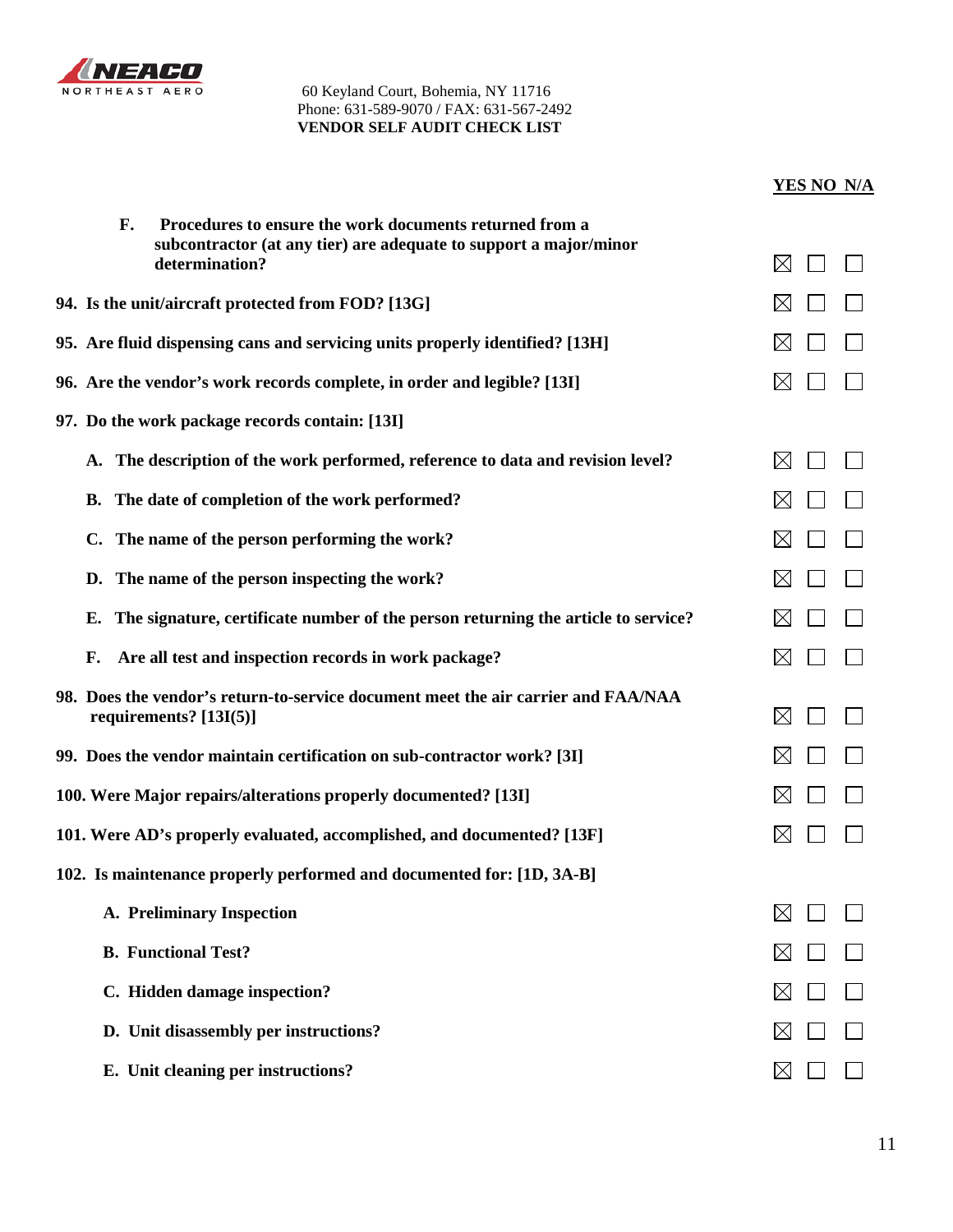60 Keyland Court, Bohemia, NY 11716
Phone: 631-589-9070 / FAX: 631-567-2492
**VENDOR SELF AUDIT CHECK LIST**

| | YES | NO | N/A |
|---|---|---|---|
| **F. Procedures to ensure the work documents returned from a subcontractor (at any tier) are adequate to support a major/minor determination?** | ☒ | ☐ | ☐ |
| **94. Is the unit/aircraft protected from FOD? [13G]** | ☒ | ☐ | ☐ |
| **95. Are fluid dispensing cans and servicing units properly identified? [13H]** | ☒ | ☐ | ☐ |
| **96. Are the vendor's work records complete, in order and legible? [13I]** | ☒ | ☐ | ☐ |
| **97. Do the work package records contain: [13I]** | | | |
| **A. The description of the work performed, reference to data and revision level?** | ☒ | ☐ | ☐ |
| **B. The date of completion of the work performed?** | ☒ | ☐ | ☐ |
| **C. The name of the person performing the work?** | ☒ | ☐ | ☐ |
| **D. The name of the person inspecting the work?** | ☒ | ☐ | ☐ |
| **E. The signature, certificate number of the person returning the article to service?** | ☒ | ☐ | ☐ |
| **F. Are all test and inspection records in work package?** | ☒ | ☐ | ☐ |
| **98. Does the vendor's return-to-service document meet the air carrier and FAA/NAA requirements? [13I(5)]** | ☒ | ☐ | ☐ |
| **99. Does the vendor maintain certification on sub-contractor work? [3I]** | ☒ | ☐ | ☐ |
| **100. Were Major repairs/alterations properly documented? [13I]** | ☒ | ☐ | ☐ |
| **101. Were AD's properly evaluated, accomplished, and documented? [13F]** | ☒ | ☐ | ☐ |
| **102. Is maintenance properly performed and documented for: [1D, 3A-B]** | | | |
| **A. Preliminary Inspection** | ☒ | ☐ | ☐ |
| **B. Functional Test?** | ☒ | ☐ | ☐ |
| **C. Hidden damage inspection?** | ☒ | ☐ | ☐ |
| **D. Unit disassembly per instructions?** | ☒ | ☐ | ☐ |
| **E. Unit cleaning per instructions?** | ☒ | ☐ | ☐ |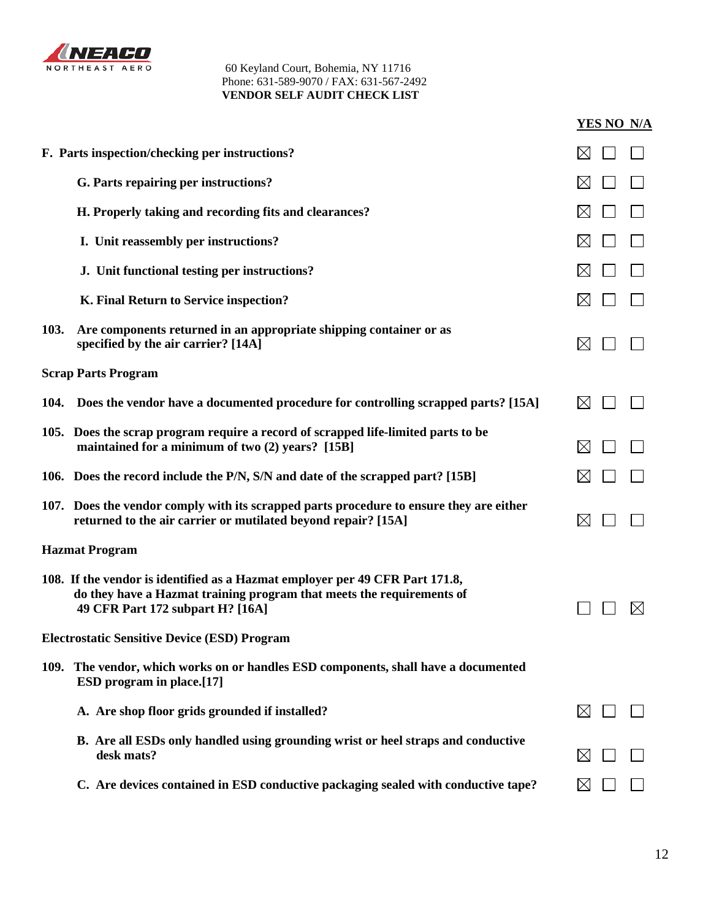60 Keyland Court, Bohemia, NY 11716
Phone: 631-589-9070 / FAX: 631-567-2492
**VENDOR SELF AUDIT CHECK LIST**

| | YES | NO | N/A |
|---|---|---|---|
| **F. Parts inspection/checking per instructions?** | ☒ | ☐ | ☐ |
| **G. Parts repairing per instructions?** | ☒ | ☐ | ☐ |
| **H. Properly taking and recording fits and clearances?** | ☒ | ☐ | ☐ |
| **I. Unit reassembly per instructions?** | ☒ | ☐ | ☐ |
| **J. Unit functional testing per instructions?** | ☒ | ☐ | ☐ |
| **K. Final Return to Service inspection?** | ☒ | ☐ | ☐ |
| **103. Are components returned in an appropriate shipping container or as specified by the air carrier? [14A]** | ☒ | ☐ | ☐ |
| **Scrap Parts Program** | | | |
| **104. Does the vendor have a documented procedure for controlling scrapped parts? [15A]** | ☒ | ☐ | ☐ |
| **105. Does the scrap program require a record of scrapped life-limited parts to be maintained for a minimum of two (2) years? [15B]** | ☒ | ☐ | ☐ |
| **106. Does the record include the P/N, S/N and date of the scrapped part? [15B]** | ☒ | ☐ | ☐ |
| **107. Does the vendor comply with its scrapped parts procedure to ensure they are either returned to the air carrier or mutilated beyond repair? [15A]** | ☒ | ☐ | ☐ |
| **Hazmat Program** | | | |
| **108. If the vendor is identified as a Hazmat employer per 49 CFR Part 171.8, do they have a Hazmat training program that meets the requirements of 49 CFR Part 172 subpart H? [16A]** | ☐ | ☐ | ☒ |
| **Electrostatic Sensitive Device (ESD) Program** | | | |
| **109. The vendor, which works on or handles ESD components, shall have a documented ESD program in place.[17]** | | | |
| **A. Are shop floor grids grounded if installed?** | ☒ | ☐ | ☐ |
| **B. Are all ESDs only handled using grounding wrist or heel straps and conductive desk mats?** | ☒ | ☐ | ☐ |
| **C. Are devices contained in ESD conductive packaging sealed with conductive tape?** | ☒ | ☐ | ☐ |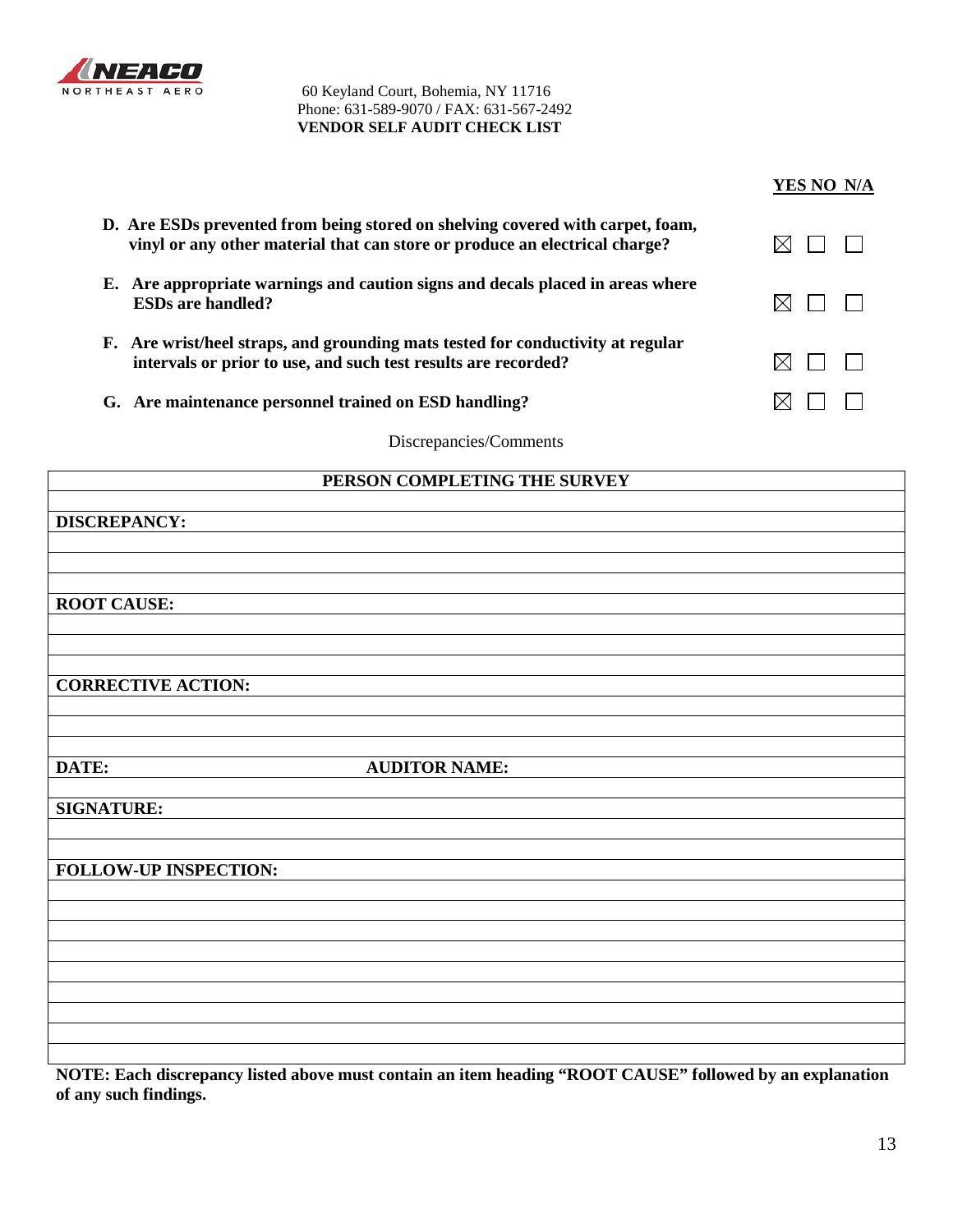NEACO NORTHEAST AERO

60 Keyland Court, Bohemia, NY 11716
Phone: 631-589-9070 / FAX: 631-567-2492
**VENDOR SELF AUDIT CHECK LIST**

| | YES | NO | N/A |
|---|---|---|---|
| **D. Are ESDs prevented from being stored on shelving covered with carpet, foam, vinyl or any other material that can store or produce an electrical charge?** | ☒ | ☐ | ☐ |
| **E. Are appropriate warnings and caution signs and decals placed in areas where ESDs are handled?** | ☒ | ☐ | ☐ |
| **F. Are wrist/heel straps, and grounding mats tested for conductivity at regular intervals or prior to use, and such test results are recorded?** | ☒ | ☐ | ☐ |
| **G. Are maintenance personnel trained on ESD handling?** | ☒ | ☐ | ☐ |

Discrepancies/Comments

| **PERSON COMPLETING THE SURVEY** | |
|---|---|
| | |
| **DISCREPANCY:** | |
| | |
| | |
| | |
| **ROOT CAUSE:** | |
| | |
| | |
| | |
| **CORRECTIVE ACTION:** | |
| | |
| | |
| | |
| **DATE:** | **AUDITOR NAME:** |
| | |
| **SIGNATURE:** | |
| | |
| | |
| **FOLLOW-UP INSPECTION:** | |
| | |
| | |
| | |
| | |
| | |
| | |
| | |
| | |
| | |

**NOTE: Each discrepancy listed above must contain an item heading "ROOT CAUSE" followed by an explanation of any such findings.**